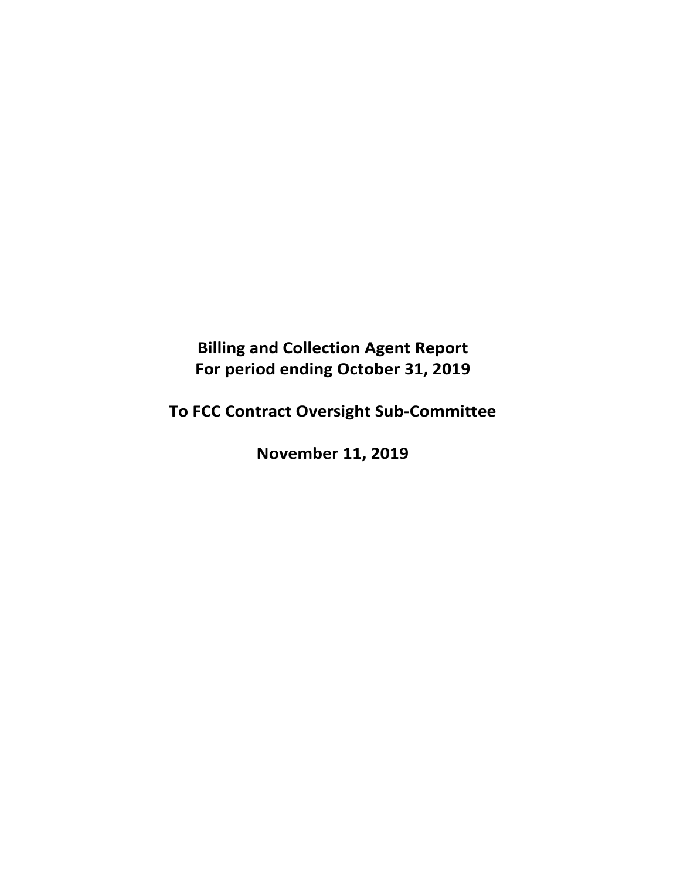**Billing and Collection Agent Report**
**For period ending October 31, 2019**

**To FCC Contract Oversight Sub-Committee**

**November 11, 2019**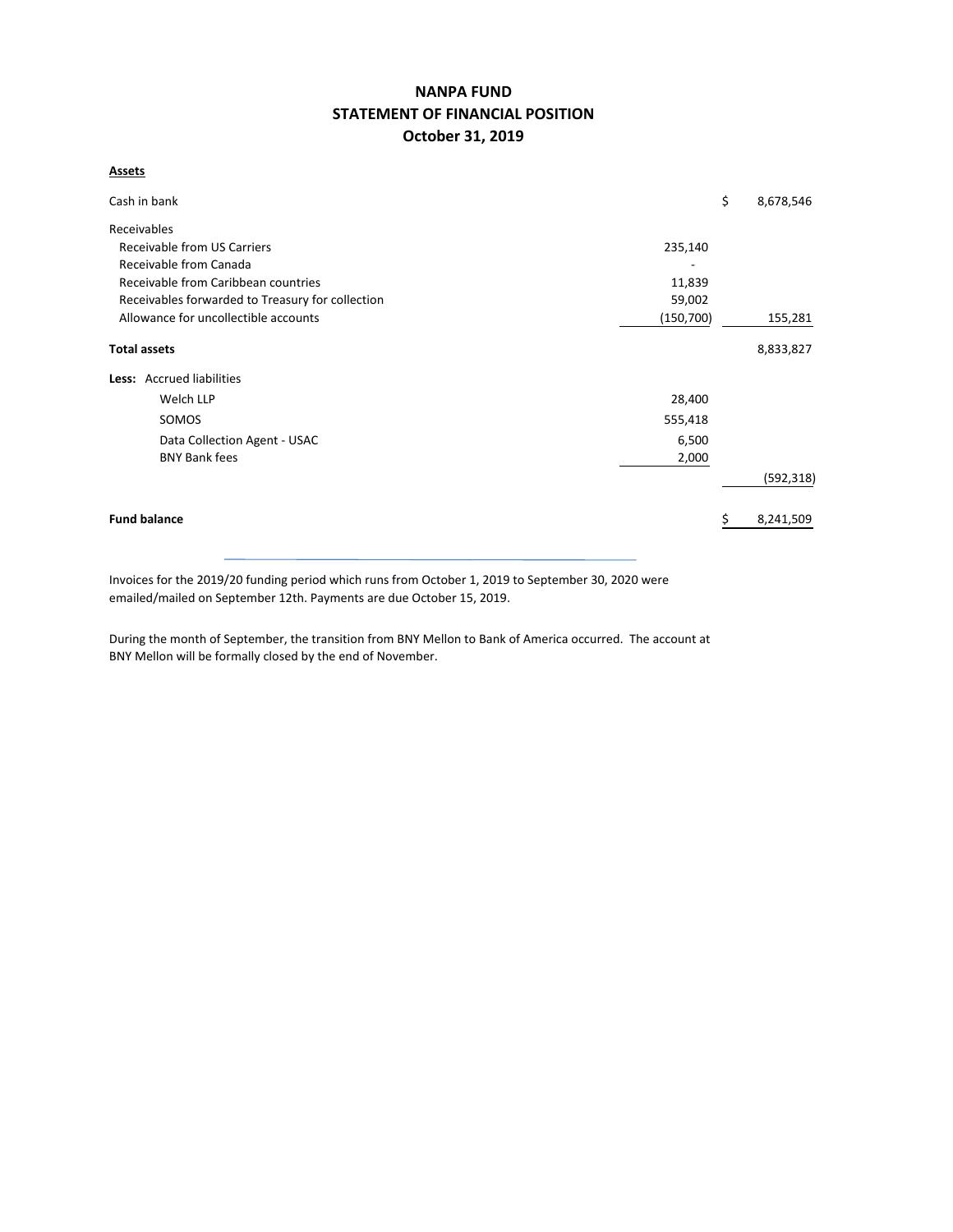# NANPA FUND
## STATEMENT OF FINANCIAL POSITION
### October 31, 2019

| **Assets** | | | |
|---|---|---|---|
| Cash in bank | | $ | 8,678,546 |
| Receivables | | | |
| Receivable from US Carriers | 235,140 | | |
| Receivable from Canada | - | | |
| Receivable from Caribbean countries | 11,839 | | |
| Receivables forwarded to Treasury for collection | 59,002 | | |
| Allowance for uncollectible accounts | (150,700) | | 155,281 |
| **Total assets** | | | 8,833,827 |
| **Less:** Accrued liabilities | | | |
| Welch LLP | 28,400 | | |
| SOMOS | 555,418 | | |
| Data Collection Agent - USAC | 6,500 | | |
| BNY Bank fees | 2,000 | | |
| | | | (592,318) |
| **Fund balance** | | $ | 8,241,509 |

Invoices for the 2019/20 funding period which runs from October 1, 2019 to September 30, 2020 were emailed/mailed on September 12th. Payments are due October 15, 2019.

During the month of September, the transition from BNY Mellon to Bank of America occurred. The account at BNY Mellon will be formally closed by the end of November.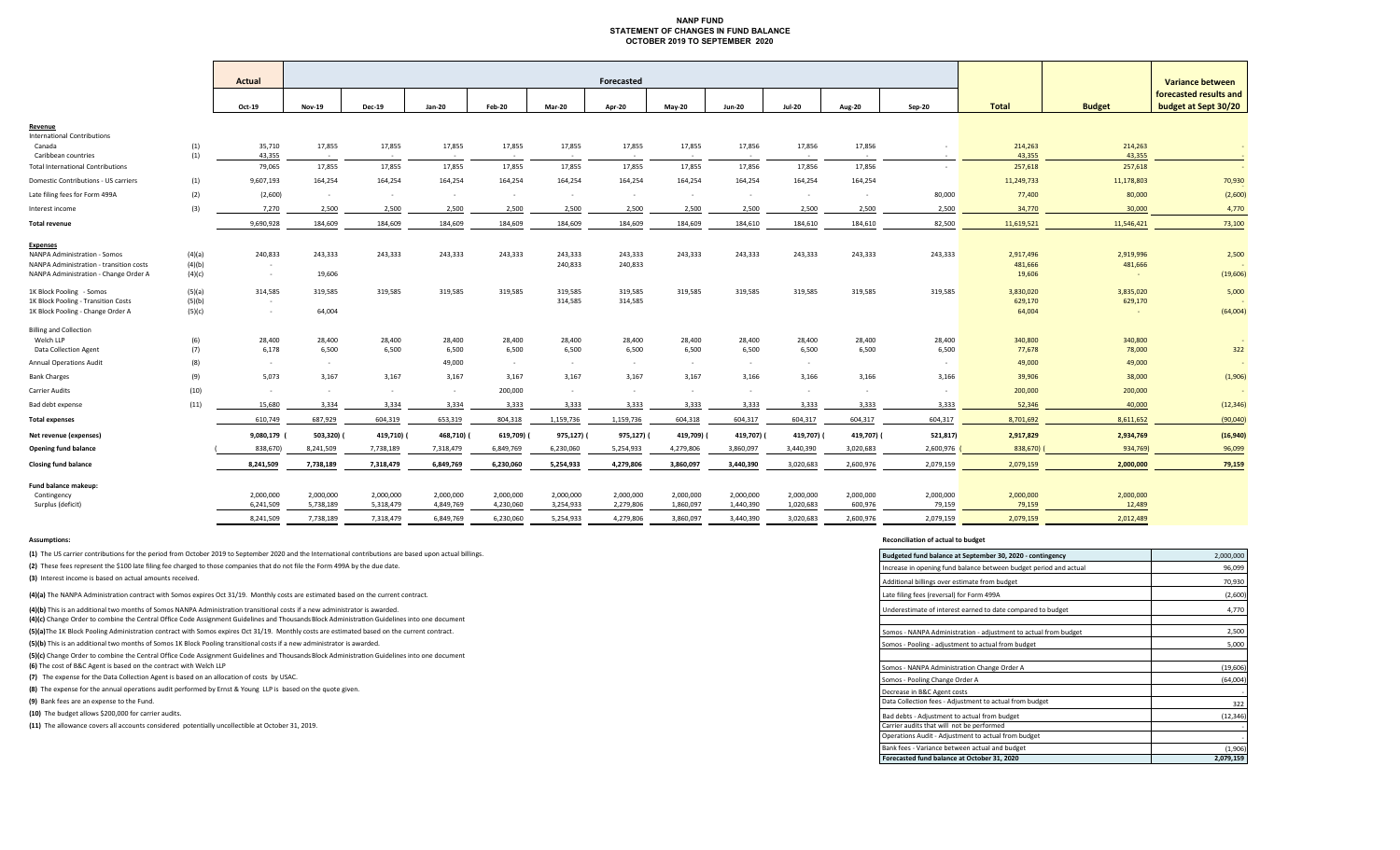# NANP FUND
## STATEMENT OF CHANGES IN FUND BALANCE
### OCTOBER 2019 TO SEPTEMBER 2020

| | | Actual | Forecasted | | | | | | | | | | | | | Variance between forecasted results and budget at Sept 30/20 |
|---|---|---|---|---|---|---|---|---|---|---|---|---|---|---|---|---|
| | | Oct-19 | Nov-19 | Dec-19 | Jan-20 | Feb-20 | Mar-20 | Apr-20 | May-20 | Jun-20 | Jul-20 | Aug-20 | Sep-20 | Total | Budget | |
| **Revenue** | | | | | | | | | | | | | | | | |
| International Contributions | | | | | | | | | | | | | | | | |
| Canada | (1) | 35,710 | 17,855 | 17,855 | 17,855 | 17,855 | 17,855 | 17,855 | 17,855 | 17,856 | 17,856 | 17,856 | - | 214,263 | 214,263 | - |
| Caribbean countries | (1) | 43,355 | - | - | - | - | - | - | - | - | - | - | - | 43,355 | 43,355 | - |
| Total International Contributions | | 79,065 | 17,855 | 17,855 | 17,855 | 17,855 | 17,855 | 17,855 | 17,855 | 17,856 | 17,856 | 17,856 | - | 257,618 | 257,618 | - |
| Domestic Contributions - US carriers | (1) | 9,607,193 | 164,254 | 164,254 | 164,254 | 164,254 | 164,254 | 164,254 | 164,254 | 164,254 | 164,254 | 164,254 | | 11,249,733 | 11,178,803 | 70,930 |
| Late filing fees for Form 499A | (2) | (2,600) | - | - | - | - | - | - | - | - | - | - | 80,000 | 77,400 | 80,000 | (2,600) |
| Interest income | (3) | 7,270 | 2,500 | 2,500 | 2,500 | 2,500 | 2,500 | 2,500 | 2,500 | 2,500 | 2,500 | 2,500 | 2,500 | 34,770 | 30,000 | 4,770 |
| **Total revenue** | | 9,690,928 | 184,609 | 184,609 | 184,609 | 184,609 | 184,609 | 184,609 | 184,609 | 184,610 | 184,610 | 184,610 | 82,500 | 11,619,521 | 11,546,421 | 73,100 |
| **Expenses** | | | | | | | | | | | | | | | | |
| NANPA Administration - Somos | (4)(a) | 240,833 | 243,333 | 243,333 | 243,333 | 243,333 | 243,333 | 243,333 | 243,333 | 243,333 | 243,333 | 243,333 | 243,333 | 2,917,496 | 2,919,996 | 2,500 |
| NANPA Administration - transition costs | (4)(b) | - | | | | | 240,833 | 240,833 | | | | | | 481,666 | 481,666 | - |
| NANPA Administration - Change Order A | (4)(c) | - | 19,606 | | | | | | | | | | | 19,606 | - | (19,606) |
| 1K Block Pooling - Somos | (5)(a) | 314,585 | 319,585 | 319,585 | 319,585 | 319,585 | 319,585 | 319,585 | 319,585 | 319,585 | 319,585 | 319,585 | 319,585 | 3,830,020 | 3,835,020 | 5,000 |
| 1K Block Pooling - Transition Costs | (5)(b) | - | | | | | 314,585 | 314,585 | | | | | | 629,170 | 629,170 | - |
| 1K Block Pooling - Change Order A | (5)(c) | - | 64,004 | | | | | | | | | | | 64,004 | - | (64,004) |
| Billing and Collection | | | | | | | | | | | | | | | | |
| Welch LLP | (6) | 28,400 | 28,400 | 28,400 | 28,400 | 28,400 | 28,400 | 28,400 | 28,400 | 28,400 | 28,400 | 28,400 | 28,400 | 340,800 | 340,800 | - |
| Data Collection Agent | (7) | 6,178 | 6,500 | 6,500 | 6,500 | 6,500 | 6,500 | 6,500 | 6,500 | 6,500 | 6,500 | 6,500 | 6,500 | 77,678 | 78,000 | 322 |
| Annual Operations Audit | (8) | - | - | - | 49,000 | - | - | - | - | - | - | - | - | 49,000 | 49,000 | - |
| Bank Charges | (9) | 5,073 | 3,167 | 3,167 | 3,167 | 3,167 | 3,167 | 3,167 | 3,167 | 3,166 | 3,166 | 3,166 | 3,166 | 39,906 | 38,000 | (1,906) |
| Carrier Audits | (10) | - | - | - | - | 200,000 | - | - | - | - | - | - | - | 200,000 | 200,000 | - |
| Bad debt expense | (11) | 15,680 | 3,334 | 3,334 | 3,334 | 3,333 | 3,333 | 3,333 | 3,333 | 3,333 | 3,333 | 3,333 | 3,333 | 52,346 | 40,000 | (12,346) |
| **Total expenses** | | 610,749 | 687,929 | 604,319 | 653,319 | 804,318 | 1,159,736 | 1,159,736 | 604,318 | 604,317 | 604,317 | 604,317 | 604,317 | 8,701,692 | 8,611,652 | (90,040) |
| **Net revenue (expenses)** | | 9,080,179 | (503,320) | (419,710) | (468,710) | (619,709) | (975,127) | (975,127) | (419,709) | (419,707) | (419,707) | (419,707) | (521,817) | 2,917,829 | 2,934,769 | (16,940) |
| **Opening fund balance** | | (838,670) | 8,241,509 | 7,738,189 | 7,318,479 | 6,849,769 | 6,230,060 | 5,254,933 | 4,279,806 | 3,860,097 | 3,440,390 | 3,020,683 | 2,600,976 | (838,670) | (934,769) | 96,099 |
| **Closing fund balance** | | 8,241,509 | 7,738,189 | 7,318,479 | 6,849,769 | 6,230,060 | 5,254,933 | 4,279,806 | 3,860,097 | 3,440,390 | 3,020,683 | 2,600,976 | 2,079,159 | 2,079,159 | 2,000,000 | 79,159 |
| **Fund balance makeup:** | | | | | | | | | | | | | | | | |
| Contingency | | 2,000,000 | 2,000,000 | 2,000,000 | 2,000,000 | 2,000,000 | 2,000,000 | 2,000,000 | 2,000,000 | 2,000,000 | 2,000,000 | 2,000,000 | 2,000,000 | 2,000,000 | 2,000,000 | |
| Surplus (deficit) | | 6,241,509 | 5,738,189 | 5,318,479 | 4,849,769 | 4,230,060 | 3,254,933 | 2,279,806 | 1,860,097 | 1,440,390 | 1,020,683 | 600,976 | 79,159 | 79,159 | 12,489 | |
| | | 8,241,509 | 7,738,189 | 7,318,479 | 6,849,769 | 6,230,060 | 5,254,933 | 4,279,806 | 3,860,097 | 3,440,390 | 3,020,683 | 2,600,976 | 2,079,159 | 2,079,159 | 2,012,489 | |

**Assumptions:**

**(1)** The US carrier contributions for the period from October 2019 to September 2020 and the International contributions are based upon actual billings.

**(2)** These fees represent the $100 late filing fee charged to those companies that do not file the Form 499A by the due date.

**(3)** Interest income is based on actual amounts received.

**(4)(a)** The NANPA Administration contract with Somos expires Oct 31/19. Monthly costs are estimated based on the current contract.

**(4)(b)** This is an additional two months of Somos NANPA Administration transitional costs if a new administrator is awarded.

**(4)(c)** Change Order to combine the Central Office Code Assignment Guidelines and Thousands Block Administration Guidelines into one document

**(5)(a)** The 1K Block Pooling Administration contract with Somos expires Oct 31/19. Monthly costs are estimated based on the current contract.

**(5)(b)** This is an additional two months of Somos 1K Block Pooling transitional costs if a new administrator is awarded.

**(5)(c)** Change Order to combine the Central Office Code Assignment Guidelines and Thousands Block Administration Guidelines into one document

**(6)** The cost of B&C Agent is based on the contract with Welch LLP

**(7)** The expense for the Data Collection Agent is based on an allocation of costs by USAC.

**(8)** The expense for the annual operations audit performed by Ernst & Young LLP is based on the quote given.

**(9)** Bank fees are an expense to the Fund.

**(10)** The budget allows $200,000 for carrier audits.

**(11)** The allowance covers all accounts considered potentially uncollectible at October 31, 2019.

**Reconciliation of actual to budget**

| | |
|---|---|
| **Budgeted fund balance at September 30, 2020 - contingency** | 2,000,000 |
| Increase in opening fund balance between budget period and actual | 96,099 |
| Additional billings over estimate from budget | 70,930 |
| Late filing fees (reversal) for Form 499A | (2,600) |
| Underestimate of interest earned to date compared to budget | 4,770 |
| | |
| Somos - NANPA Administration - adjustment to actual from budget | 2,500 |
| Somos - Pooling - adjustment to actual from budget | 5,000 |
| | |
| Somos - NANPA Administration Change Order A | (19,606) |
| Somos - Pooling Change Order A | (64,004) |
| Decrease in B&C Agent costs | |
| Data Collection fees - Adjustment to actual from budget | 322 |
| Bad debts - Adjustment to actual from budget | (12,346) |
| Carrier audits that will not be performed | - |
| Operations Audit - Adjustment to actual from budget | - |
| Bank fees - Variance between actual and budget | (1,906) |
| **Forecasted fund balance at October 31, 2020** | **2,079,159** |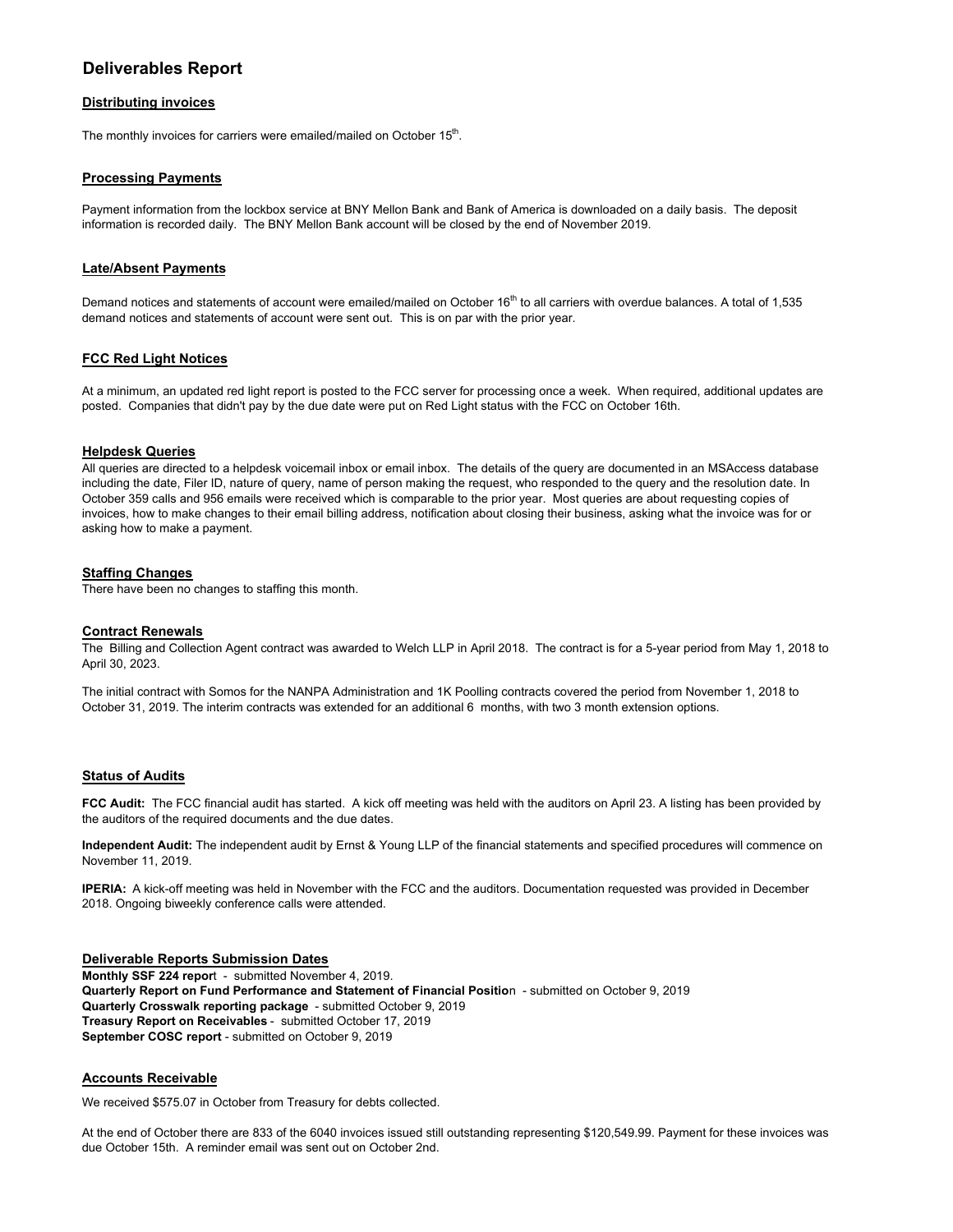# Deliverables Report

## Distributing invoices

The monthly invoices for carriers were emailed/mailed on October 15th.

## Processing Payments

Payment information from the lockbox service at BNY Mellon Bank and Bank of America is downloaded on a daily basis. The deposit information is recorded daily. The BNY Mellon Bank account will be closed by the end of November 2019.

## Late/Absent Payments

Demand notices and statements of account were emailed/mailed on October 16th to all carriers with overdue balances. A total of 1,535 demand notices and statements of account were sent out. This is on par with the prior year.

## FCC Red Light Notices

At a minimum, an updated red light report is posted to the FCC server for processing once a week. When required, additional updates are posted. Companies that didn't pay by the due date were put on Red Light status with the FCC on October 16th.

## Helpdesk Queries

All queries are directed to a helpdesk voicemail inbox or email inbox. The details of the query are documented in an MSAccess database including the date, Filer ID, nature of query, name of person making the request, who responded to the query and the resolution date. In October 359 calls and 956 emails were received which is comparable to the prior year. Most queries are about requesting copies of invoices, how to make changes to their email billing address, notification about closing their business, asking what the invoice was for or asking how to make a payment.

## Staffing Changes

There have been no changes to staffing this month.

## Contract Renewals

The Billing and Collection Agent contract was awarded to Welch LLP in April 2018. The contract is for a 5-year period from May 1, 2018 to April 30, 2023.

The initial contract with Somos for the NANPA Administration and 1K Poolling contracts covered the period from November 1, 2018 to October 31, 2019. The interim contracts was extended for an additional 6 months, with two 3 month extension options.

## Status of Audits

**FCC Audit:** The FCC financial audit has started. A kick off meeting was held with the auditors on April 23. A listing has been provided by the auditors of the required documents and the due dates.

**Independent Audit:** The independent audit by Ernst & Young LLP of the financial statements and specified procedures will commence on November 11, 2019.

**IPERIA:** A kick-off meeting was held in November with the FCC and the auditors. Documentation requested was provided in December 2018. Ongoing biweekly conference calls were attended.

## Deliverable Reports Submission Dates

**Monthly SSF 224 report** - submitted November 4, 2019.
**Quarterly Report on Fund Performance and Statement of Financial Position** - submitted on October 9, 2019
**Quarterly Crosswalk reporting package** - submitted October 9, 2019
**Treasury Report on Receivables** - submitted October 17, 2019
**September COSC report** - submitted on October 9, 2019

## Accounts Receivable

We received $575.07 in October from Treasury for debts collected.

At the end of October there are 833 of the 6040 invoices issued still outstanding representing $120,549.99. Payment for these invoices was due October 15th. A reminder email was sent out on October 2nd.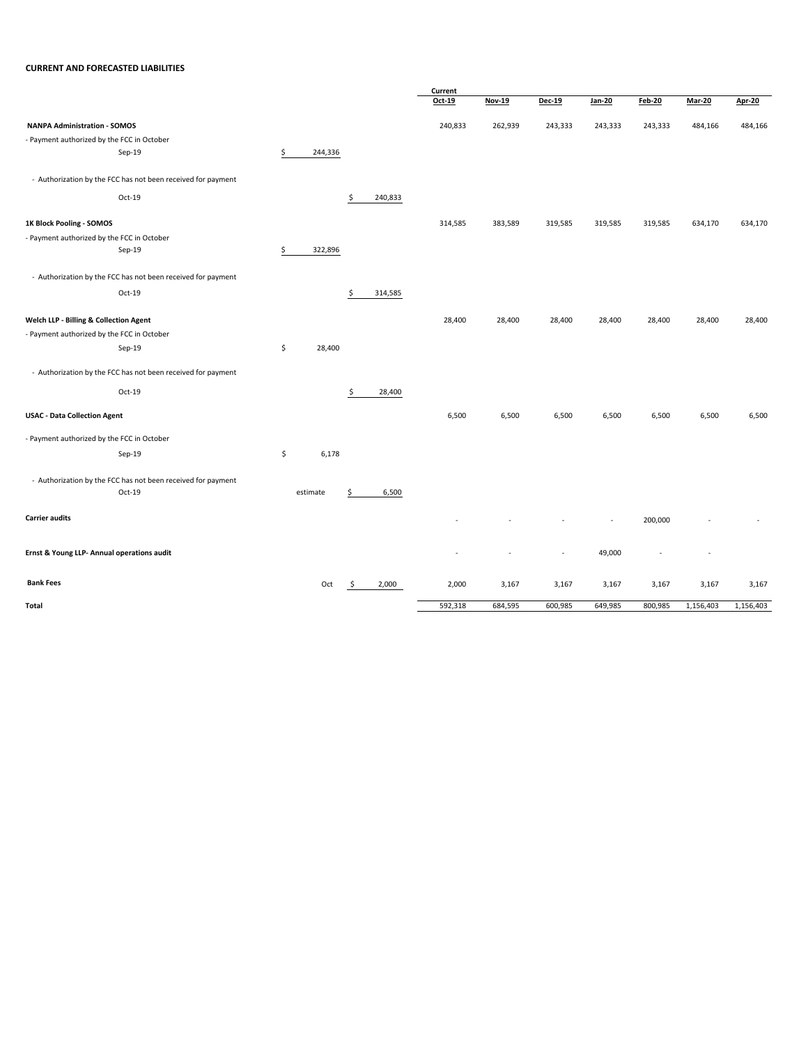**CURRENT AND FORECASTED LIABILITIES**

| | | | Current Oct-19 | Nov-19 | Dec-19 | Jan-20 | Feb-20 | Mar-20 | Apr-20 |
|---|---|---|---|---|---|---|---|---|---|
| **NANPA Administration - SOMOS** | | | 240,833 | 262,939 | 243,333 | 243,333 | 243,333 | 484,166 | 484,166 |
| - Payment authorized by the FCC in October | | | | | | | | | |
| Sep-19 | $ 244,336 | | | | | | | | |
| - Authorization by the FCC has not been received for payment | | | | | | | | | |
| Oct-19 | | $ 240,833 | | | | | | | |
| **1K Block Pooling - SOMOS** | | | 314,585 | 383,589 | 319,585 | 319,585 | 319,585 | 634,170 | 634,170 |
| - Payment authorized by the FCC in October | | | | | | | | | |
| Sep-19 | $ 322,896 | | | | | | | | |
| - Authorization by the FCC has not been received for payment | | | | | | | | | |
| Oct-19 | | $ 314,585 | | | | | | | |
| **Welch LLP - Billing & Collection Agent** | | | 28,400 | 28,400 | 28,400 | 28,400 | 28,400 | 28,400 | 28,400 |
| - Payment authorized by the FCC in October | | | | | | | | | |
| Sep-19 | $ 28,400 | | | | | | | | |
| - Authorization by the FCC has not been received for payment | | | | | | | | | |
| Oct-19 | | $ 28,400 | | | | | | | |
| **USAC - Data Collection Agent** | | | 6,500 | 6,500 | 6,500 | 6,500 | 6,500 | 6,500 | 6,500 |
| - Payment authorized by the FCC in October | | | | | | | | | |
| Sep-19 | $ 6,178 | | | | | | | | |
| - Authorization by the FCC has not been received for payment | | | | | | | | | |
| Oct-19 | estimate | $ 6,500 | | | | | | | |
| **Carrier audits** | | | - | - | - | - | 200,000 | - | - |
| **Ernst & Young LLP- Annual operations audit** | | | - | - | - | 49,000 | - | - | |
| **Bank Fees** | Oct | $ 2,000 | 2,000 | 3,167 | 3,167 | 3,167 | 3,167 | 3,167 | 3,167 |
| **Total** | | | 592,318 | 684,595 | 600,985 | 649,985 | 800,985 | 1,156,403 | 1,156,403 |